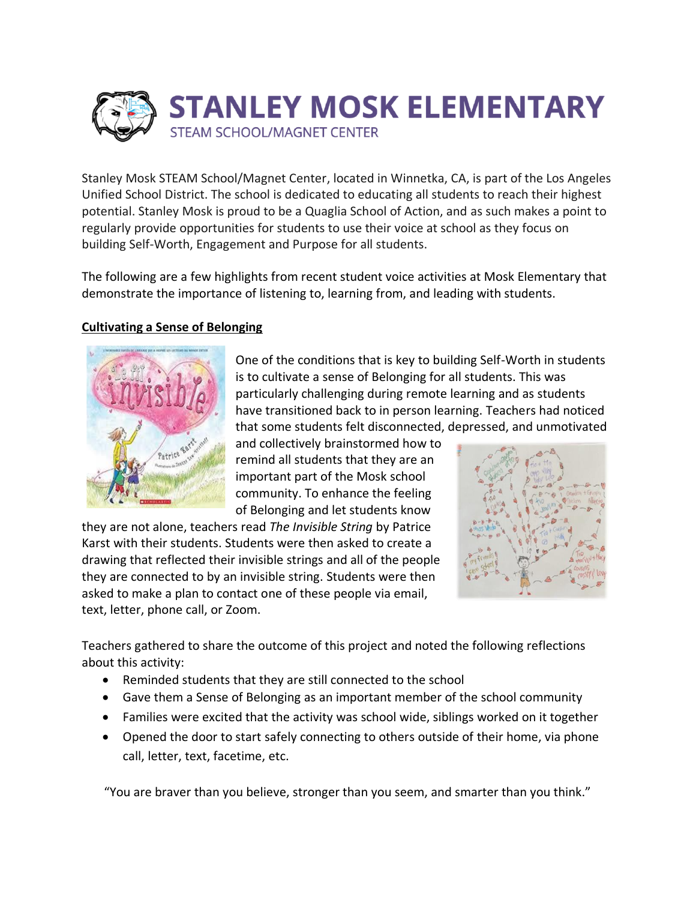# STANLEY MOSK ELEMENTARY

STEAM SCHOOL/MAGNET CENTER

Stanley Mosk STEAM School/Magnet Center, located in Winnetka, CA, is part of the Los Angeles Unified School District. The school is dedicated to educating all students to reach their highest potential. Stanley Mosk is proud to be a Quaglia School of Action, and as such makes a point to regularly provide opportunities for students to use their voice at school as they focus on building Self-Worth, Engagement and Purpose for all students.

The following are a few highlights from recent student voice activities at Mosk Elementary that demonstrate the importance of listening to, learning from, and leading with students.

## Cultivating a Sense of Belonging

One of the conditions that is key to building Self-Worth in students is to cultivate a sense of Belonging for all students. This was particularly challenging during remote learning and as students have transitioned back to in person learning. Teachers had noticed that some students felt disconnected, depressed, and unmotivated and collectively brainstormed how to remind all students that they are an important part of the Mosk school community. To enhance the feeling of Belonging and let students know they are not alone, teachers read *The Invisible String* by Patrice Karst with their students. Students were then asked to create a drawing that reflected their invisible strings and all of the people they are connected to by an invisible string. Students were then asked to make a plan to contact one of these people via email, text, letter, phone call, or Zoom.

Teachers gathered to share the outcome of this project and noted the following reflections about this activity:

- Reminded students that they are still connected to the school
- Gave them a Sense of Belonging as an important member of the school community
- Families were excited that the activity was school wide, siblings worked on it together
- Opened the door to start safely connecting to others outside of their home, via phone call, letter, text, facetime, etc.

"You are braver than you believe, stronger than you seem, and smarter than you think."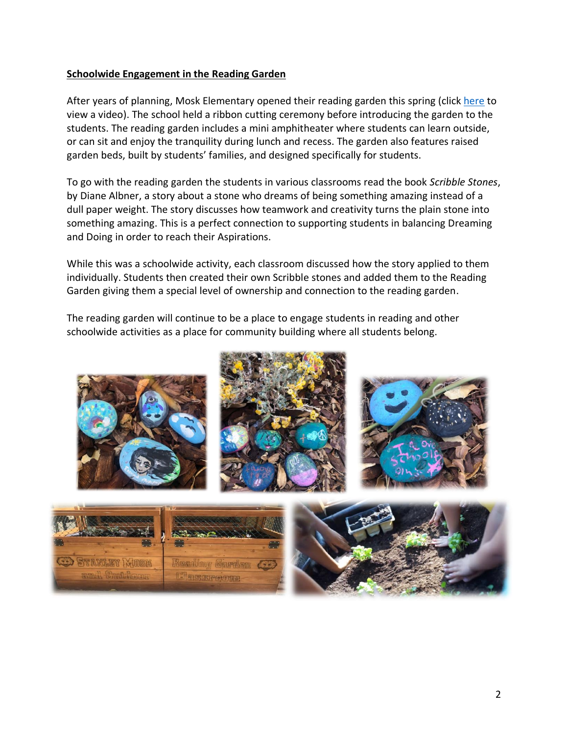**Schoolwide Engagement in the Reading Garden**

After years of planning, Mosk Elementary opened their reading garden this spring (click here to view a video). The school held a ribbon cutting ceremony before introducing the garden to the students. The reading garden includes a mini amphitheater where students can learn outside, or can sit and enjoy the tranquility during lunch and recess. The garden also features raised garden beds, built by students' families, and designed specifically for students.

To go with the reading garden the students in various classrooms read the book *Scribble Stones*, by Diane Albner, a story about a stone who dreams of being something amazing instead of a dull paper weight. The story discusses how teamwork and creativity turns the plain stone into something amazing. This is a perfect connection to supporting students in balancing Dreaming and Doing in order to reach their Aspirations.

While this was a schoolwide activity, each classroom discussed how the story applied to them individually. Students then created their own Scribble stones and added them to the Reading Garden giving them a special level of ownership and connection to the reading garden.

The reading garden will continue to be a place to engage students in reading and other schoolwide activities as a place for community building where all students belong.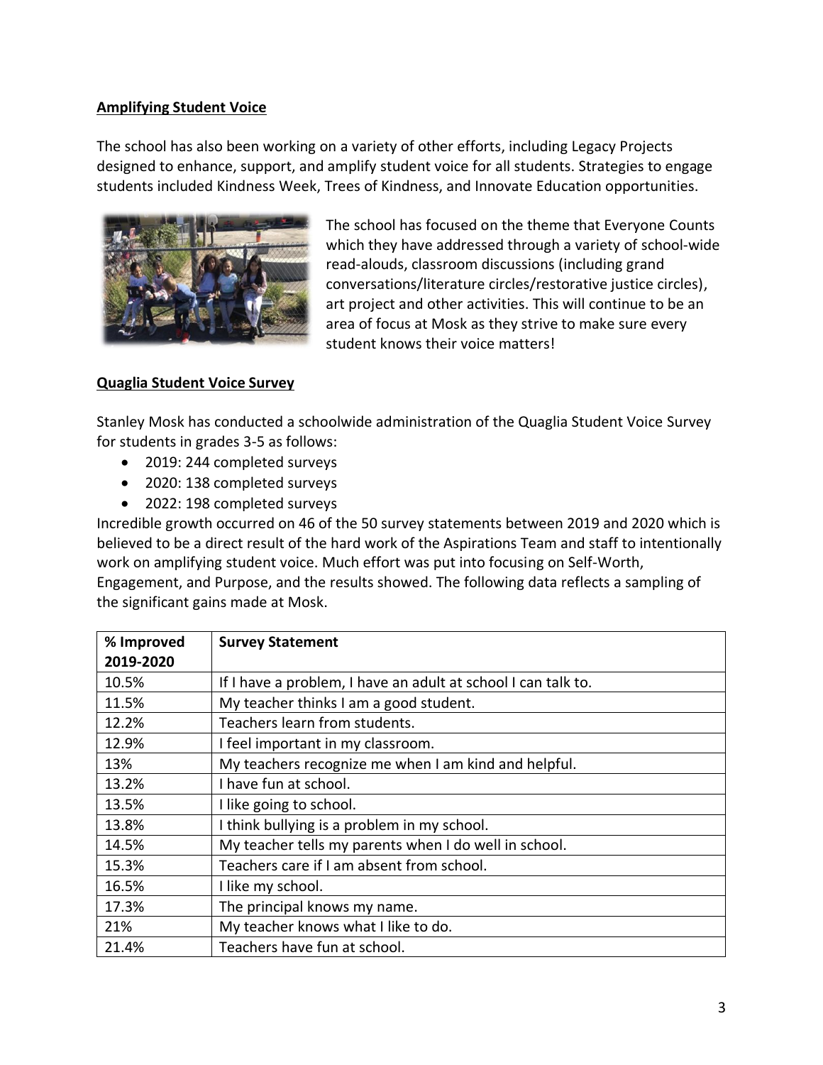## Amplifying Student Voice

The school has also been working on a variety of other efforts, including Legacy Projects designed to enhance, support, and amplify student voice for all students. Strategies to engage students included Kindness Week, Trees of Kindness, and Innovate Education opportunities.

The school has focused on the theme that Everyone Counts which they have addressed through a variety of school-wide read-alouds, classroom discussions (including grand conversations/literature circles/restorative justice circles), art project and other activities. This will continue to be an area of focus at Mosk as they strive to make sure every student knows their voice matters!

## Quaglia Student Voice Survey

Stanley Mosk has conducted a schoolwide administration of the Quaglia Student Voice Survey for students in grades 3-5 as follows:

- 2019: 244 completed surveys
- 2020: 138 completed surveys
- 2022: 198 completed surveys

Incredible growth occurred on 46 of the 50 survey statements between 2019 and 2020 which is believed to be a direct result of the hard work of the Aspirations Team and staff to intentionally work on amplifying student voice. Much effort was put into focusing on Self-Worth, Engagement, and Purpose, and the results showed. The following data reflects a sampling of the significant gains made at Mosk.

| % Improved 2019-2020 | Survey Statement |
|---|---|
| 10.5% | If I have a problem, I have an adult at school I can talk to. |
| 11.5% | My teacher thinks I am a good student. |
| 12.2% | Teachers learn from students. |
| 12.9% | I feel important in my classroom. |
| 13% | My teachers recognize me when I am kind and helpful. |
| 13.2% | I have fun at school. |
| 13.5% | I like going to school. |
| 13.8% | I think bullying is a problem in my school. |
| 14.5% | My teacher tells my parents when I do well in school. |
| 15.3% | Teachers care if I am absent from school. |
| 16.5% | I like my school. |
| 17.3% | The principal knows my name. |
| 21% | My teacher knows what I like to do. |
| 21.4% | Teachers have fun at school. |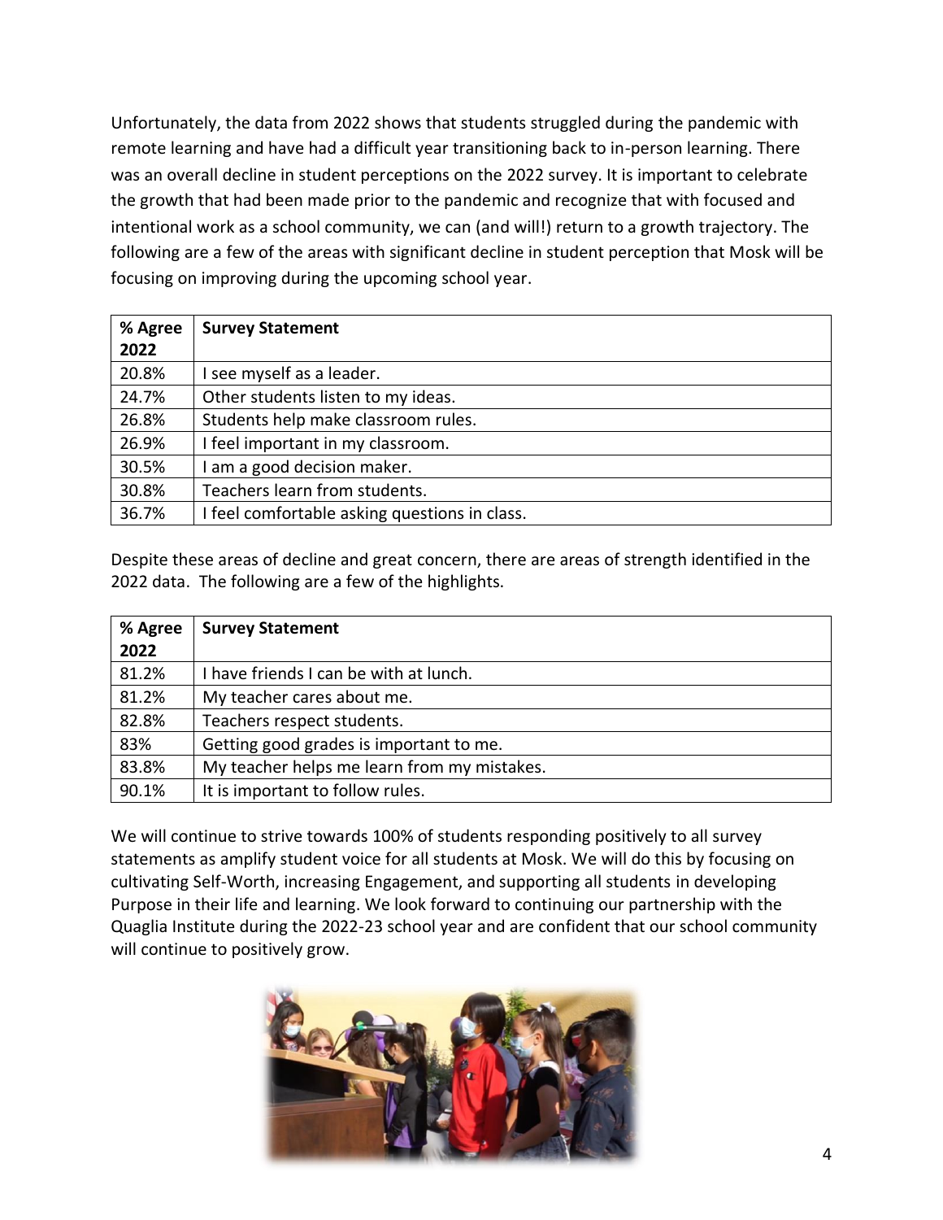Unfortunately, the data from 2022 shows that students struggled during the pandemic with remote learning and have had a difficult year transitioning back to in-person learning. There was an overall decline in student perceptions on the 2022 survey. It is important to celebrate the growth that had been made prior to the pandemic and recognize that with focused and intentional work as a school community, we can (and will!) return to a growth trajectory. The following are a few of the areas with significant decline in student perception that Mosk will be focusing on improving during the upcoming school year.

| % Agree 2022 | Survey Statement |
|---|---|
| 20.8% | I see myself as a leader. |
| 24.7% | Other students listen to my ideas. |
| 26.8% | Students help make classroom rules. |
| 26.9% | I feel important in my classroom. |
| 30.5% | I am a good decision maker. |
| 30.8% | Teachers learn from students. |
| 36.7% | I feel comfortable asking questions in class. |

Despite these areas of decline and great concern, there are areas of strength identified in the 2022 data. The following are a few of the highlights.

| % Agree 2022 | Survey Statement |
|---|---|
| 81.2% | I have friends I can be with at lunch. |
| 81.2% | My teacher cares about me. |
| 82.8% | Teachers respect students. |
| 83% | Getting good grades is important to me. |
| 83.8% | My teacher helps me learn from my mistakes. |
| 90.1% | It is important to follow rules. |

We will continue to strive towards 100% of students responding positively to all survey statements as amplify student voice for all students at Mosk. We will do this by focusing on cultivating Self-Worth, increasing Engagement, and supporting all students in developing Purpose in their life and learning. We look forward to continuing our partnership with the Quaglia Institute during the 2022-23 school year and are confident that our school community will continue to positively grow.